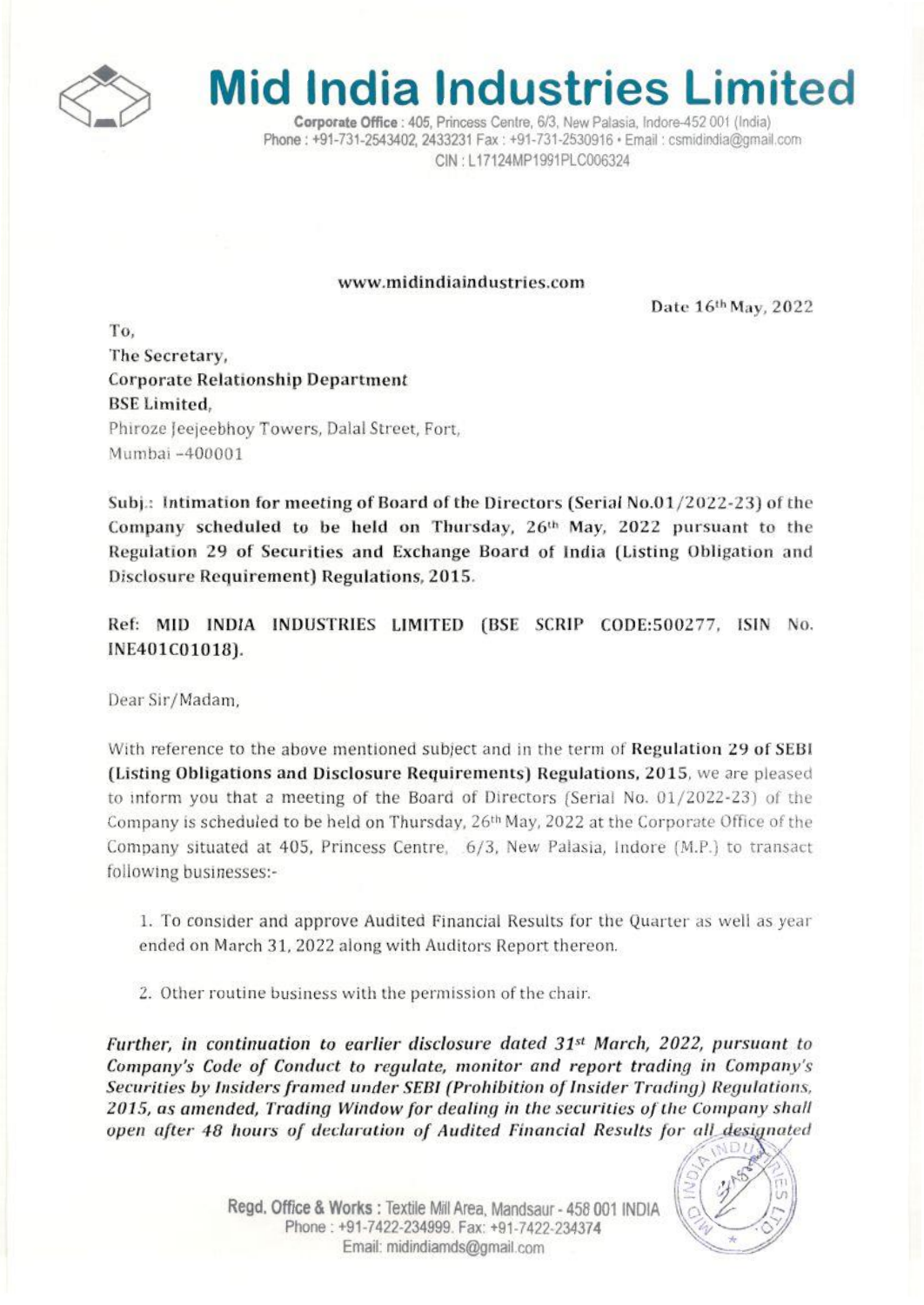# Mid India Industries Limited

**Corporate Office** : 405, Princess Centre, 6/3, New Palasia, Indore-452 001 (India)
Phone : +91-731-2543402, 2433231 Fax : +91-731-2530916 • Email : csmidindia@gmail.com
CIN : L17124MP1991PLC006324

**www.midindiaindustries.com**

**Date 16th May, 2022**

To,
**The Secretary,**
**Corporate Relationship Department**
**BSE Limited,**
Phiroze Jeejeebhoy Towers, Dalal Street, Fort,
Mumbai -400001

**Subj.: Intimation for meeting of Board of the Directors (Serial No.01/2022-23) of the Company scheduled to be held on Thursday, 26th May, 2022 pursuant to the Regulation 29 of Securities and Exchange Board of India (Listing Obligation and Disclosure Requirement) Regulations, 2015.**

**Ref: MID INDIA INDUSTRIES LIMITED (BSE SCRIP CODE:500277, ISIN No. INE401C01018).**

Dear Sir/Madam,

With reference to the above mentioned subject and in the term of **Regulation 29 of SEBI (Listing Obligations and Disclosure Requirements) Regulations, 2015**, we are pleased to inform you that a meeting of the Board of Directors (Serial No. 01/2022-23) of the Company is scheduled to be held on Thursday, 26th May, 2022 at the Corporate Office of the Company situated at 405, Princess Centre, 6/3, New Palasia, Indore (M.P.) to transact following businesses:-

1. To consider and approve Audited Financial Results for the Quarter as well as year ended on March 31, 2022 along with Auditors Report thereon.

2. Other routine business with the permission of the chair.

***Further, in continuation to earlier disclosure dated 31st March, 2022, pursuant to Company's Code of Conduct to regulate, monitor and report trading in Company's Securities by Insiders framed under SEBI (Prohibition of Insider Trading) Regulations, 2015, as amended, Trading Window for dealing in the securities of the Company shall open after 48 hours of declaration of Audited Financial Results for all designated***

**Regd. Office & Works** : Textile Mill Area, Mandsaur - 458 001 INDIA
Phone : +91-7422-234999. Fax: +91-7422-234374
Email: midindiamds@gmail.com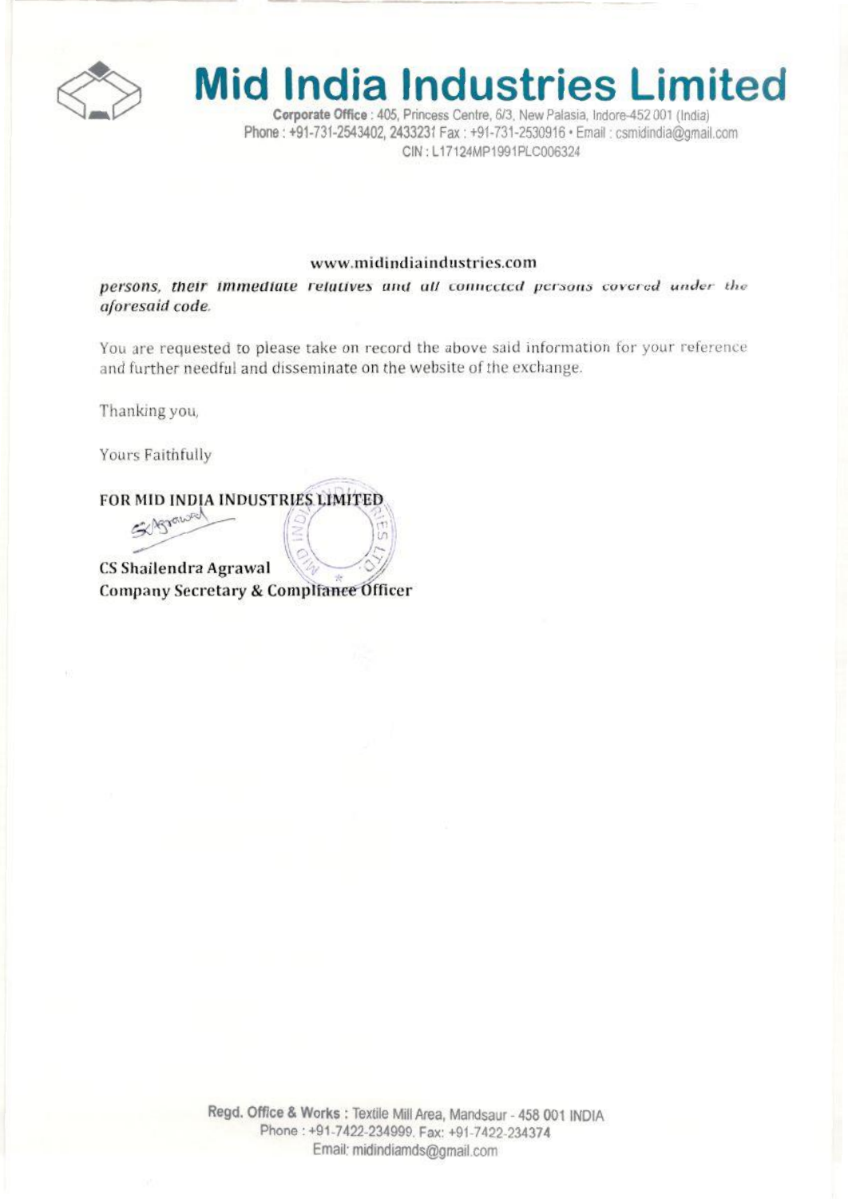# Mid India Industries Limited

**Corporate Office** : 405, Princess Centre, 6/3, New Palasia, Indore-452 001 (India)
Phone : +91-731-2543402, 2433231 Fax : +91-731-2530916 • Email : csmidindia@gmail.com
CIN : L17124MP1991PLC006324

www.midindiaindustries.com

*persons, their immediate relatives and all connected persons covered under the aforesaid code.*

You are requested to please take on record the above said information for your reference and further needful and disseminate on the website of the exchange.

Thanking you,

Yours Faithfully

**FOR MID INDIA INDUSTRIES LIMITED**

**CS Shailendra Agrawal**
**Company Secretary & Compliance Officer**

**Regd. Office & Works** : Textile Mill Area, Mandsaur - 458 001 INDIA
Phone : +91-7422-234999, Fax: +91-7422-234374
Email: midindiamds@gmail.com